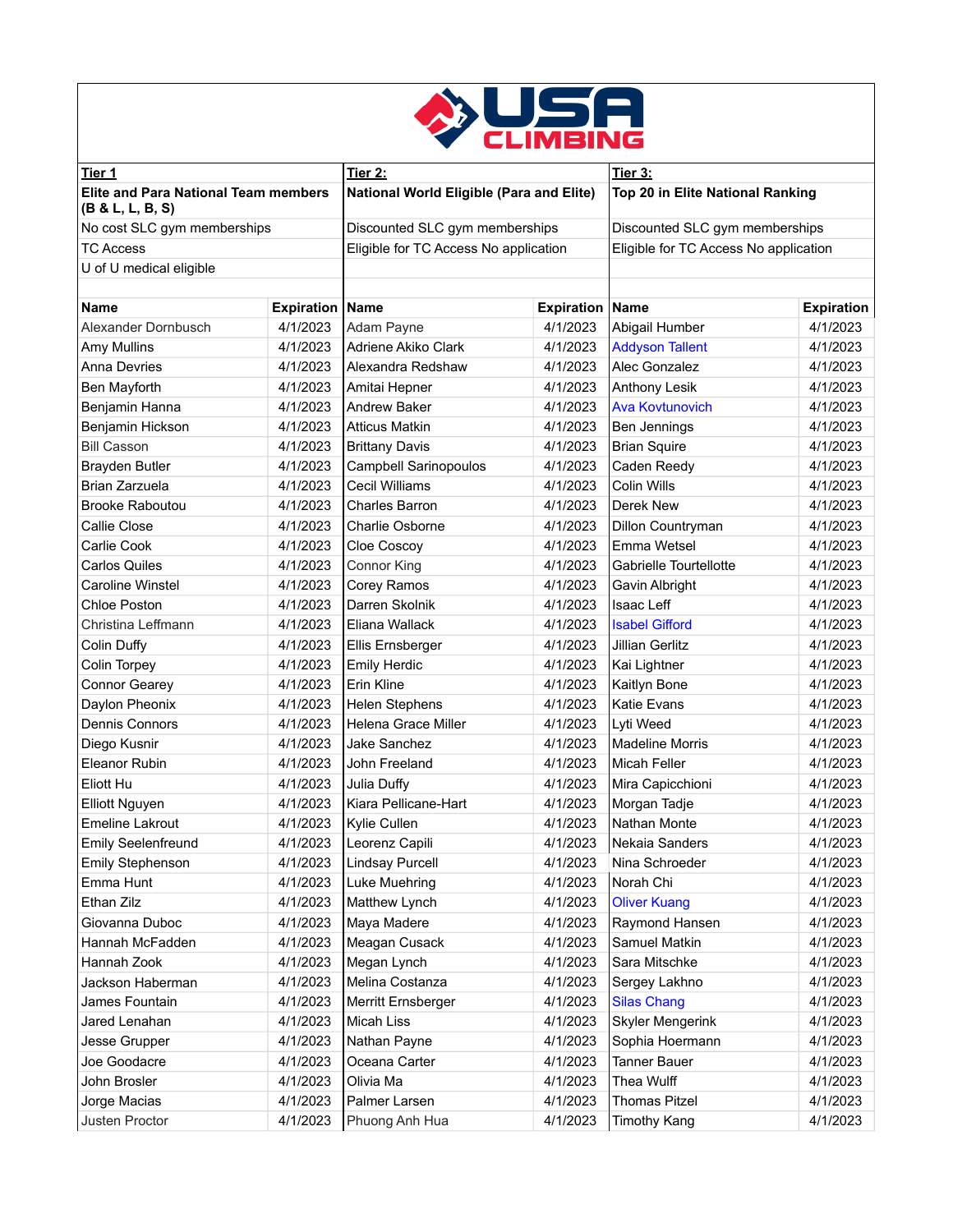USA CLIMBING

| Tier 1 | | Tier 2: | | Tier 3: | |
|---|---|---|---|---|---|
| **Elite and Para National Team members (B & L, L, B, S)** | | **National World Eligible (Para and Elite)** | | **Top 20 in Elite National Ranking** | |
| No cost SLC gym memberships | | Discounted SLC gym memberships | | Discounted SLC gym memberships | |
| TC Access | | Eligible for TC Access No application | | Eligible for TC Access No application | |
| U of U medical eligible | | | | | |
| **Name** | **Expiration** | **Name** | **Expiration** | **Name** | **Expiration** |
| Alexander Dornbusch | 4/1/2023 | Adam Payne | 4/1/2023 | Abigail Humber | 4/1/2023 |
| Amy Mullins | 4/1/2023 | Adriene Akiko Clark | 4/1/2023 | Addyson Tallent | 4/1/2023 |
| Anna Devries | 4/1/2023 | Alexandra Redshaw | 4/1/2023 | Alec Gonzalez | 4/1/2023 |
| Ben Mayforth | 4/1/2023 | Amitai Hepner | 4/1/2023 | Anthony Lesik | 4/1/2023 |
| Benjamin Hanna | 4/1/2023 | Andrew Baker | 4/1/2023 | Ava Kovtunovich | 4/1/2023 |
| Benjamin Hickson | 4/1/2023 | Atticus Matkin | 4/1/2023 | Ben Jennings | 4/1/2023 |
| Bill Casson | 4/1/2023 | Brittany Davis | 4/1/2023 | Brian Squire | 4/1/2023 |
| Brayden Butler | 4/1/2023 | Campbell Sarinopoulos | 4/1/2023 | Caden Reedy | 4/1/2023 |
| Brian Zarzuela | 4/1/2023 | Cecil Williams | 4/1/2023 | Colin Wills | 4/1/2023 |
| Brooke Raboutou | 4/1/2023 | Charles Barron | 4/1/2023 | Derek New | 4/1/2023 |
| Callie Close | 4/1/2023 | Charlie Osborne | 4/1/2023 | Dillon Countryman | 4/1/2023 |
| Carlie Cook | 4/1/2023 | Cloe Coscoy | 4/1/2023 | Emma Wetsel | 4/1/2023 |
| Carlos Quiles | 4/1/2023 | Connor King | 4/1/2023 | Gabrielle Tourtellotte | 4/1/2023 |
| Caroline Winstel | 4/1/2023 | Corey Ramos | 4/1/2023 | Gavin Albright | 4/1/2023 |
| Chloe Poston | 4/1/2023 | Darren Skolnik | 4/1/2023 | Isaac Leff | 4/1/2023 |
| Christina Leffmann | 4/1/2023 | Eliana Wallack | 4/1/2023 | Isabel Gifford | 4/1/2023 |
| Colin Duffy | 4/1/2023 | Ellis Ernsberger | 4/1/2023 | Jillian Gerlitz | 4/1/2023 |
| Colin Torpey | 4/1/2023 | Emily Herdic | 4/1/2023 | Kai Lightner | 4/1/2023 |
| Connor Gearey | 4/1/2023 | Erin Kline | 4/1/2023 | Kaitlyn Bone | 4/1/2023 |
| Daylon Pheonix | 4/1/2023 | Helen Stephens | 4/1/2023 | Katie Evans | 4/1/2023 |
| Dennis Connors | 4/1/2023 | Helena Grace Miller | 4/1/2023 | Lyti Weed | 4/1/2023 |
| Diego Kusnir | 4/1/2023 | Jake Sanchez | 4/1/2023 | Madeline Morris | 4/1/2023 |
| Eleanor Rubin | 4/1/2023 | John Freeland | 4/1/2023 | Micah Feller | 4/1/2023 |
| Eliott Hu | 4/1/2023 | Julia Duffy | 4/1/2023 | Mira Capicchioni | 4/1/2023 |
| Elliott Nguyen | 4/1/2023 | Kiara Pellicane-Hart | 4/1/2023 | Morgan Tadje | 4/1/2023 |
| Emeline Lakrout | 4/1/2023 | Kylie Cullen | 4/1/2023 | Nathan Monte | 4/1/2023 |
| Emily Seelenfreund | 4/1/2023 | Leorenz Capili | 4/1/2023 | Nekaia Sanders | 4/1/2023 |
| Emily Stephenson | 4/1/2023 | Lindsay Purcell | 4/1/2023 | Nina Schroeder | 4/1/2023 |
| Emma Hunt | 4/1/2023 | Luke Muehring | 4/1/2023 | Norah Chi | 4/1/2023 |
| Ethan Zilz | 4/1/2023 | Matthew Lynch | 4/1/2023 | Oliver Kuang | 4/1/2023 |
| Giovanna Duboc | 4/1/2023 | Maya Madere | 4/1/2023 | Raymond Hansen | 4/1/2023 |
| Hannah McFadden | 4/1/2023 | Meagan Cusack | 4/1/2023 | Samuel Matkin | 4/1/2023 |
| Hannah Zook | 4/1/2023 | Megan Lynch | 4/1/2023 | Sara Mitschke | 4/1/2023 |
| Jackson Haberman | 4/1/2023 | Melina Costanza | 4/1/2023 | Sergey Lakhno | 4/1/2023 |
| James Fountain | 4/1/2023 | Merritt Ernsberger | 4/1/2023 | Silas Chang | 4/1/2023 |
| Jared Lenahan | 4/1/2023 | Micah Liss | 4/1/2023 | Skyler Mengerink | 4/1/2023 |
| Jesse Grupper | 4/1/2023 | Nathan Payne | 4/1/2023 | Sophia Hoermann | 4/1/2023 |
| Joe Goodacre | 4/1/2023 | Oceana Carter | 4/1/2023 | Tanner Bauer | 4/1/2023 |
| John Brosler | 4/1/2023 | Olivia Ma | 4/1/2023 | Thea Wulff | 4/1/2023 |
| Jorge Macias | 4/1/2023 | Palmer Larsen | 4/1/2023 | Thomas Pitzel | 4/1/2023 |
| Justen Proctor | 4/1/2023 | Phuong Anh Hua | 4/1/2023 | Timothy Kang | 4/1/2023 |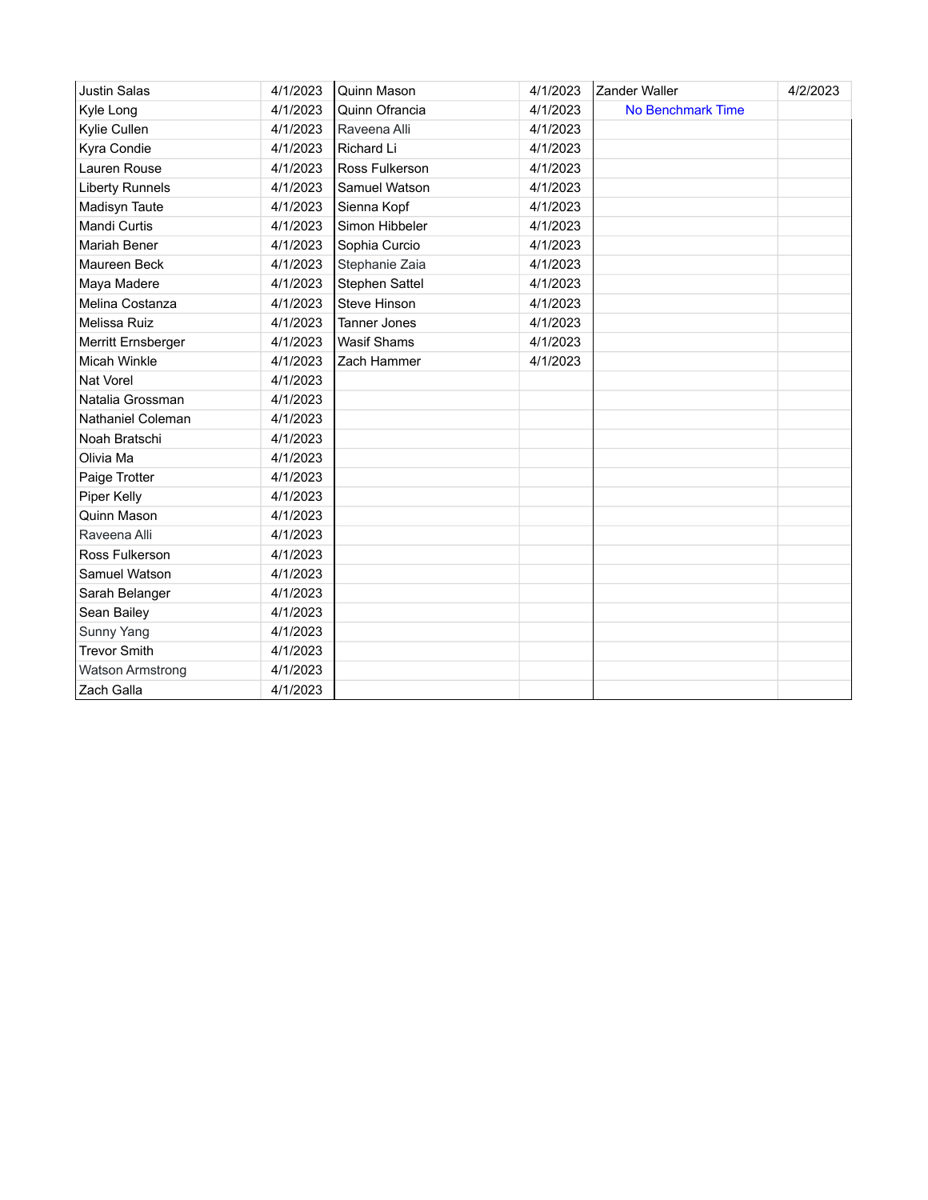| | | | | | |
|---|---|---|---|---|---|
| Justin Salas | 4/1/2023 | Quinn Mason | 4/1/2023 | Zander Waller | 4/2/2023 |
| Kyle Long | 4/1/2023 | Quinn Ofrancia | 4/1/2023 | No Benchmark Time | |
| Kylie Cullen | 4/1/2023 | Raveena Alli | 4/1/2023 | | |
| Kyra Condie | 4/1/2023 | Richard Li | 4/1/2023 | | |
| Lauren Rouse | 4/1/2023 | Ross Fulkerson | 4/1/2023 | | |
| Liberty Runnels | 4/1/2023 | Samuel Watson | 4/1/2023 | | |
| Madisyn Taute | 4/1/2023 | Sienna Kopf | 4/1/2023 | | |
| Mandi Curtis | 4/1/2023 | Simon Hibbeler | 4/1/2023 | | |
| Mariah Bener | 4/1/2023 | Sophia Curcio | 4/1/2023 | | |
| Maureen Beck | 4/1/2023 | Stephanie Zaia | 4/1/2023 | | |
| Maya Madere | 4/1/2023 | Stephen Sattel | 4/1/2023 | | |
| Melina Costanza | 4/1/2023 | Steve Hinson | 4/1/2023 | | |
| Melissa Ruiz | 4/1/2023 | Tanner Jones | 4/1/2023 | | |
| Merritt Ernsberger | 4/1/2023 | Wasif Shams | 4/1/2023 | | |
| Micah Winkle | 4/1/2023 | Zach Hammer | 4/1/2023 | | |
| Nat Vorel | 4/1/2023 | | | | |
| Natalia Grossman | 4/1/2023 | | | | |
| Nathaniel Coleman | 4/1/2023 | | | | |
| Noah Bratschi | 4/1/2023 | | | | |
| Olivia Ma | 4/1/2023 | | | | |
| Paige Trotter | 4/1/2023 | | | | |
| Piper Kelly | 4/1/2023 | | | | |
| Quinn Mason | 4/1/2023 | | | | |
| Raveena Alli | 4/1/2023 | | | | |
| Ross Fulkerson | 4/1/2023 | | | | |
| Samuel Watson | 4/1/2023 | | | | |
| Sarah Belanger | 4/1/2023 | | | | |
| Sean Bailey | 4/1/2023 | | | | |
| Sunny Yang | 4/1/2023 | | | | |
| Trevor Smith | 4/1/2023 | | | | |
| Watson Armstrong | 4/1/2023 | | | | |
| Zach Galla | 4/1/2023 | | | | |